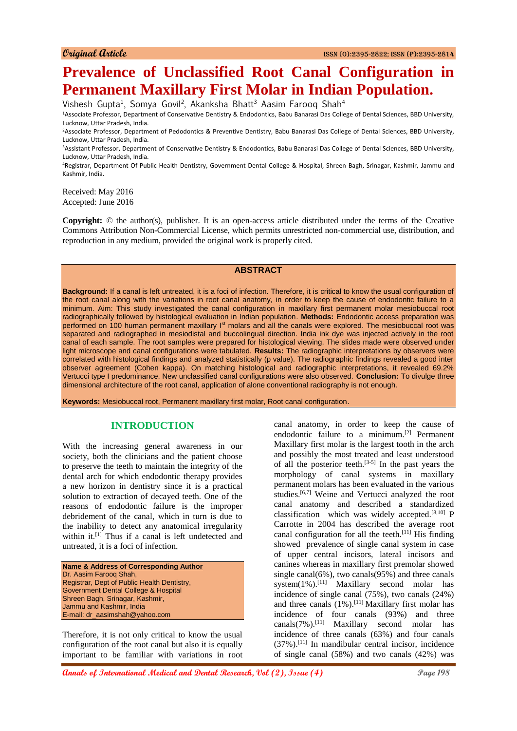Original Article

# Prevalence of Unclassified Root Canal Configuration in Permanent Maxillary First Molar in Indian Population.

Vishesh Gupta[1], Somya Govil[2], Akanksha Bhatt[3] Aasim Farooq Shah[4]

[1]Associate Professor, Department of Conservative Dentistry & Endodontics, Babu Banarasi Das College of Dental Sciences, BBD University, Lucknow, Uttar Pradesh, India.

[2]Associate Professor, Department of Pedodontics & Preventive Dentistry, Babu Banarasi Das College of Dental Sciences, BBD University, Lucknow, Uttar Pradesh, India.

[3]Assistant Professor, Department of Conservative Dentistry & Endodontics, Babu Banarasi Das College of Dental Sciences, BBD University, Lucknow, Uttar Pradesh, India.

[4]Registrar, Department Of Public Health Dentistry, Government Dental College & Hospital, Shreen Bagh, Srinagar, Kashmir, Jammu and Kashmir, India.

Received: May 2016
Accepted: June 2016

**Copyright:** © the author(s), publisher. It is an open-access article distributed under the terms of the Creative Commons Attribution Non-Commercial License, which permits unrestricted non-commercial use, distribution, and reproduction in any medium, provided the original work is properly cited.

## ABSTRACT

**Background:** If a canal is left untreated, it is a foci of infection. Therefore, it is critical to know the usual configuration of the root canal along with the variations in root canal anatomy, in order to keep the cause of endodontic failure to a minimum. Aim: This study investigated the canal configuration in maxillary first permanent molar mesiobuccal root radiographically followed by histological evaluation in Indian population. **Methods:** Endodontic access preparation was performed on 100 human permanent maxillary I[st] molars and all the canals were explored. The mesiobuccal root was separated and radiographed in mesiodistal and buccolingual direction. India ink dye was injected actively in the root canal of each sample. The root samples were prepared for histological viewing. The slides made were observed under light microscope and canal configurations were tabulated. **Results:** The radiographic interpretations by observers were correlated with histological findings and analyzed statistically (p value). The radiographic findings revealed a good inter observer agreement (Cohen kappa). On matching histological and radiographic interpretations, it revealed 69.2% Vertucci type I predominance. New unclassified canal configurations were also observed. **Conclusion:** To divulge three dimensional architecture of the root canal, application of alone conventional radiography is not enough.

**Keywords:** Mesiobuccal root, Permanent maxillary first molar, Root canal configuration.

## INTRODUCTION

With the increasing general awareness in our society, both the clinicians and the patient choose to preserve the teeth to maintain the integrity of the dental arch for which endodontic therapy provides a new horizon in dentistry since it is a practical solution to extraction of decayed teeth. One of the reasons of endodontic failure is the improper debridement of the canal, which in turn is due to the inability to detect any anatomical irregularity within it.[1] Thus if a canal is left undetected and untreated, it is a foci of infection.

**Name & Address of Corresponding Author**
Dr. Aasim Farooq Shah,
Registrar, Dept of Public Health Dentistry,
Government Dental College & Hospital
Shreen Bagh, Srinagar, Kashmir,
Jammu and Kashmir, India
E-mail: dr_aasimshah@yahoo.com

Therefore, it is not only critical to know the usual configuration of the root canal but also it is equally important to be familiar with variations in root canal anatomy, in order to keep the cause of endodontic failure to a minimum.[2] Permanent Maxillary first molar is the largest tooth in the arch and possibly the most treated and least understood of all the posterior teeth.[3-5] In the past years the morphology of canal systems in maxillary permanent molars has been evaluated in the various studies.[6,7] Weine and Vertucci analyzed the root canal anatomy and described a standardized classification which was widely accepted.[8,10] P Carrotte in 2004 has described the average root canal configuration for all the teeth.[11] His finding showed prevalence of single canal system in case of upper central incisors, lateral incisors and canines whereas in maxillary first premolar showed single canal(6%), two canals(95%) and three canals system(1%).[11] Maxillary second molar has incidence of single canal (75%), two canals (24%) and three canals (1%).[11] Maxillary first molar has incidence of four canals (93%) and three canals(7%).[11] Maxillary second molar has incidence of three canals (63%) and four canals (37%).[11] In mandibular central incisor, incidence of single canal (58%) and two canals (42%) was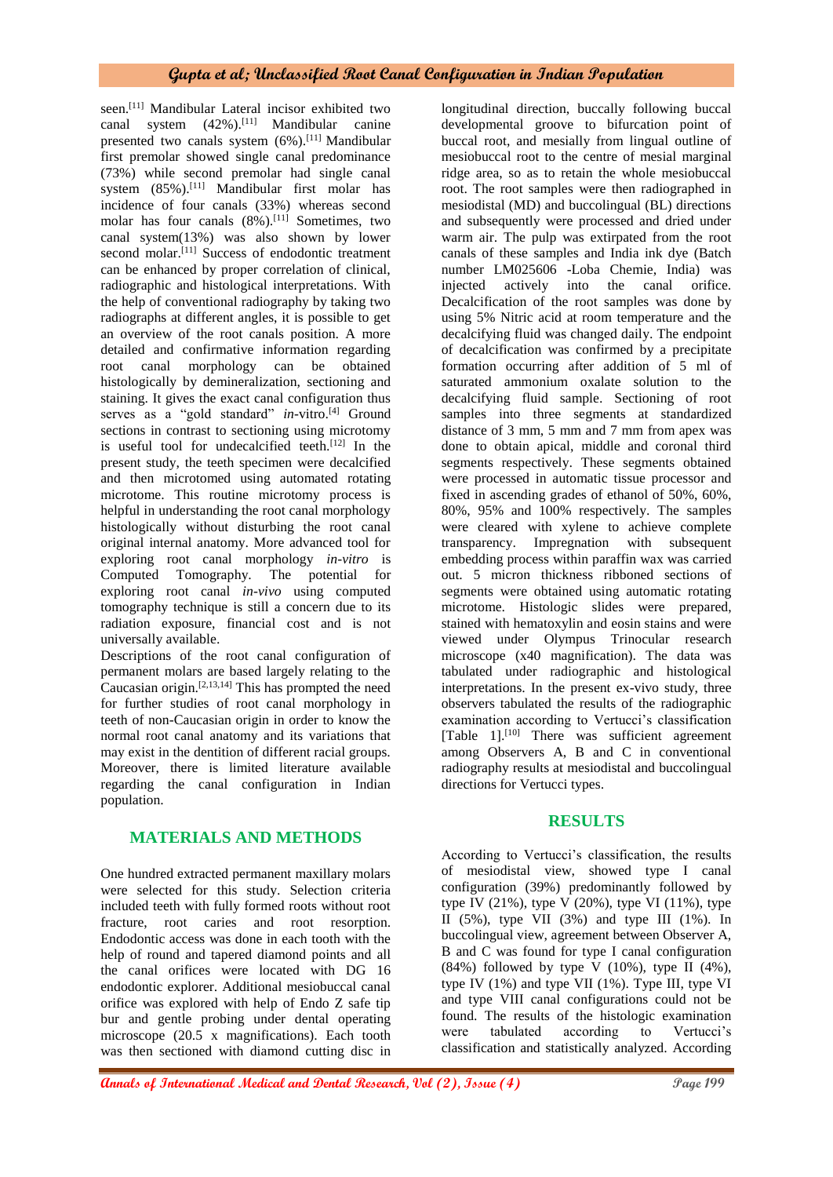seen.[11] Mandibular Lateral incisor exhibited two canal system (42%).[11] Mandibular canine presented two canals system (6%).[11] Mandibular first premolar showed single canal predominance (73%) while second premolar had single canal system (85%).[11] Mandibular first molar has incidence of four canals (33%) whereas second molar has four canals (8%).[11] Sometimes, two canal system(13%) was also shown by lower second molar.[11] Success of endodontic treatment can be enhanced by proper correlation of clinical, radiographic and histological interpretations. With the help of conventional radiography by taking two radiographs at different angles, it is possible to get an overview of the root canals position. A more detailed and confirmative information regarding root canal morphology can be obtained histologically by demineralization, sectioning and staining. It gives the exact canal configuration thus serves as a "gold standard" *in*-vitro.[4] Ground sections in contrast to sectioning using microtomy is useful tool for undecalcified teeth.[12] In the present study, the teeth specimen were decalcified and then microtomed using automated rotating microtome. This routine microtomy process is helpful in understanding the root canal morphology histologically without disturbing the root canal original internal anatomy. More advanced tool for exploring root canal morphology *in-vitro* is Computed Tomography. The potential for exploring root canal *in-vivo* using computed tomography technique is still a concern due to its radiation exposure, financial cost and is not universally available.

Descriptions of the root canal configuration of permanent molars are based largely relating to the Caucasian origin.[2,13,14] This has prompted the need for further studies of root canal morphology in teeth of non-Caucasian origin in order to know the normal root canal anatomy and its variations that may exist in the dentition of different racial groups. Moreover, there is limited literature available regarding the canal configuration in Indian population.

## MATERIALS AND METHODS

One hundred extracted permanent maxillary molars were selected for this study. Selection criteria included teeth with fully formed roots without root fracture, root caries and root resorption. Endodontic access was done in each tooth with the help of round and tapered diamond points and all the canal orifices were located with DG 16 endodontic explorer. Additional mesiobuccal canal orifice was explored with help of Endo Z safe tip bur and gentle probing under dental operating microscope (20.5 x magnifications). Each tooth was then sectioned with diamond cutting disc in longitudinal direction, buccally following buccal developmental groove to bifurcation point of buccal root, and mesially from lingual outline of mesiobuccal root to the centre of mesial marginal ridge area, so as to retain the whole mesiobuccal root. The root samples were then radiographed in mesiodistal (MD) and buccolingual (BL) directions and subsequently were processed and dried under warm air. The pulp was extirpated from the root canals of these samples and India ink dye (Batch number LM025606 -Loba Chemie, India) was injected actively into the canal orifice. Decalcification of the root samples was done by using 5% Nitric acid at room temperature and the decalcifying fluid was changed daily. The endpoint of decalcification was confirmed by a precipitate formation occurring after addition of 5 ml of saturated ammonium oxalate solution to the decalcifying fluid sample. Sectioning of root samples into three segments at standardized distance of 3 mm, 5 mm and 7 mm from apex was done to obtain apical, middle and coronal third segments respectively. These segments obtained were processed in automatic tissue processor and fixed in ascending grades of ethanol of 50%, 60%, 80%, 95% and 100% respectively. The samples were cleared with xylene to achieve complete transparency. Impregnation with subsequent embedding process within paraffin wax was carried out. 5 micron thickness ribboned sections of segments were obtained using automatic rotating microtome. Histologic slides were prepared, stained with hematoxylin and eosin stains and were viewed under Olympus Trinocular research microscope (x40 magnification). The data was tabulated under radiographic and histological interpretations. In the present ex-vivo study, three observers tabulated the results of the radiographic examination according to Vertucci's classification [Table 1].[10] There was sufficient agreement among Observers A, B and C in conventional radiography results at mesiodistal and buccolingual directions for Vertucci types.

## RESULTS

According to Vertucci's classification, the results of mesiodistal view, showed type I canal configuration (39%) predominantly followed by type IV (21%), type V (20%), type VI (11%), type II (5%), type VII (3%) and type III (1%). In buccolingual view, agreement between Observer A, B and C was found for type I canal configuration (84%) followed by type V (10%), type II (4%), type IV (1%) and type VII (1%). Type III, type VI and type VIII canal configurations could not be found. The results of the histologic canal configuration were tabulated according to Vertucci's classification and statistically analyzed. According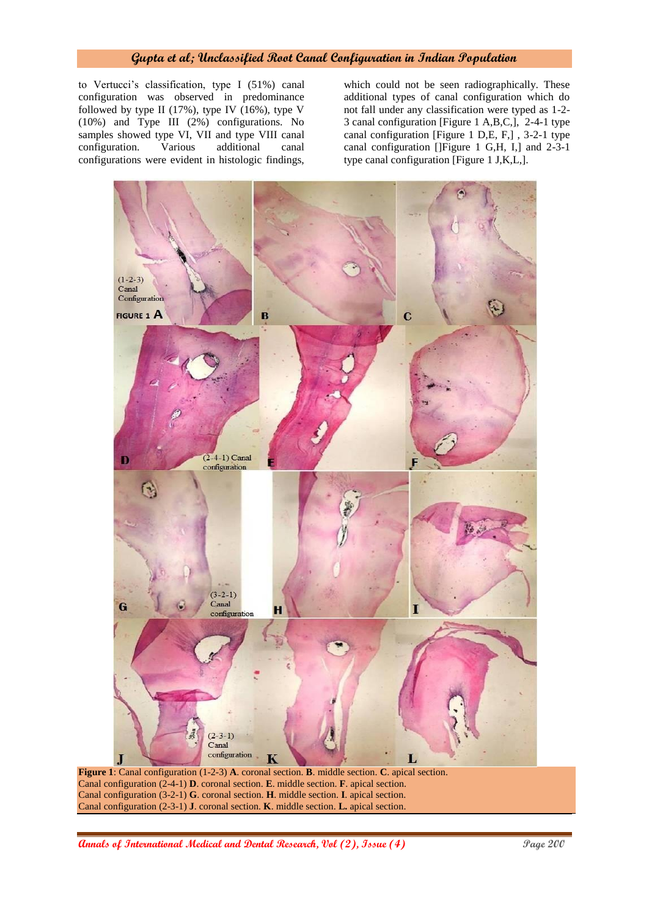to Vertucci's classification, type I (51%) canal configuration was observed in predominance followed by type II (17%), type IV (16%), type V (10%) and Type III (2%) configurations. No samples showed type VI, VII and type VIII canal configuration. Various additional canal configurations were evident in histologic findings, which could not be seen radiographically. These additional types of canal configuration which do not fall under any classification were typed as 1-2-3 canal configuration [Figure 1 A,B,C,], 2-4-1 type canal configuration [Figure 1 D,E, F,] , 3-2-1 type canal configuration []Figure 1 G,H, I,] and 2-3-1 type canal configuration [Figure 1 J,K,L,].

**Figure 1**: Canal configuration (1-2-3) **A**. coronal section. **B**. middle section. **C**. apical section.
Canal configuration (2-4-1) **D**. coronal section. **E**. middle section. **F**. apical section.
Canal configuration (3-2-1) **G**. coronal section. **H**. middle section. **I**. apical section.
Canal configuration (2-3-1) **J**. coronal section. **K**. middle section. **L.** apical section.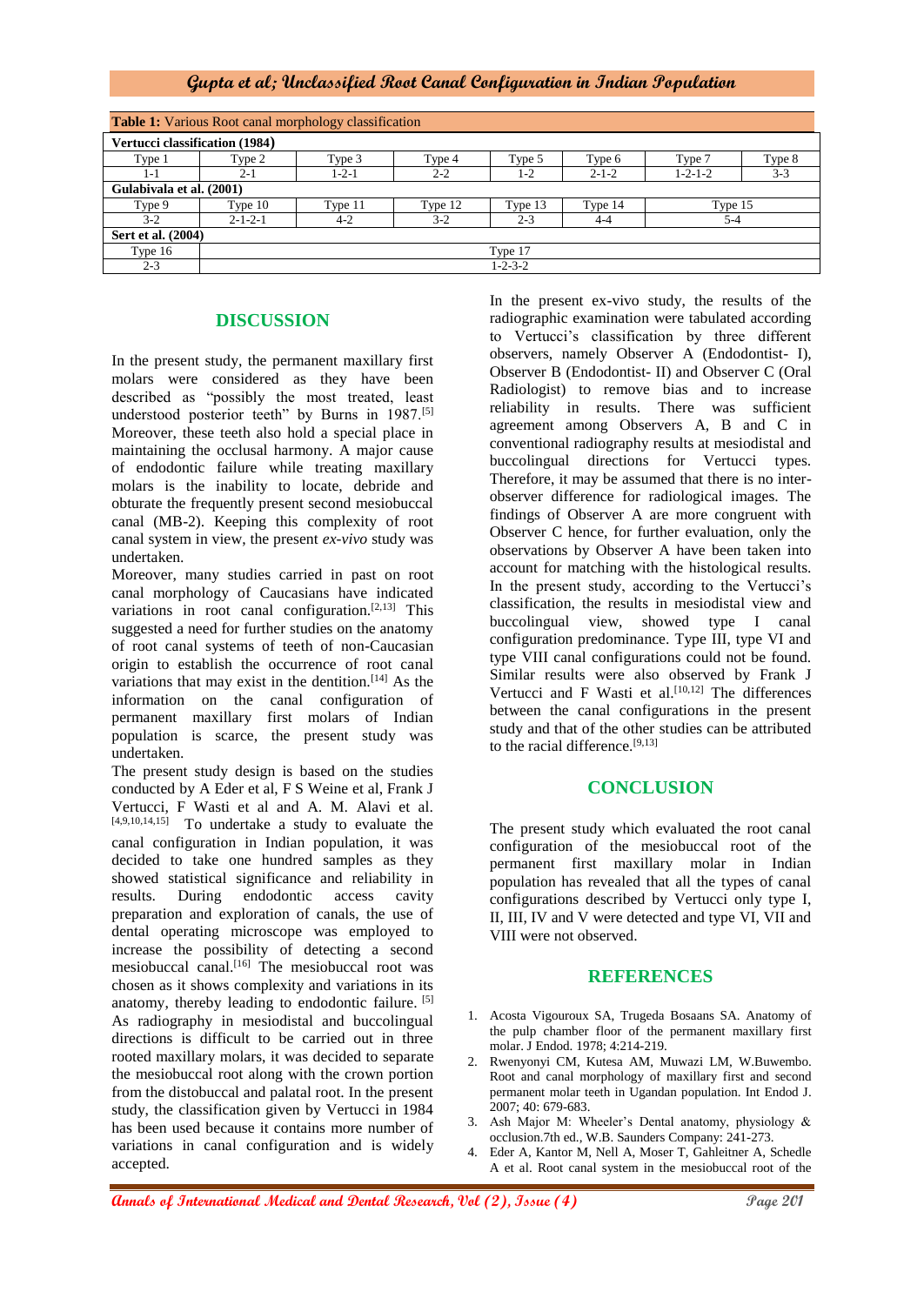**Table 1:** Various Root canal morphology classification

| | | | | | | | |
|---|---|---|---|---|---|---|---|
| **Vertucci classification (1984)** | | | | | | | |
| Type 1 | Type 2 | Type 3 | Type 4 | Type 5 | Type 6 | Type 7 | Type 8 |
| 1-1 | 2-1 | 1-2-1 | 2-2 | 1-2 | 2-1-2 | 1-2-1-2 | 3-3 |
| **Gulabivala et al. (2001)** | | | | | | | |
| Type 9 | Type 10 | Type 11 | Type 12 | Type 13 | Type 14 | Type 15 | |
| 3-2 | 2-1-2-1 | 4-2 | 3-2 | 2-3 | 4-4 | 5-4 | |
| **Sert et al. (2004)** | | | | | | | |
| Type 16 | Type 17 | | | | | | |
| 2-3 | 1-2-3-2 | | | | | | |

## DISCUSSION

In the present study, the permanent maxillary first molars were considered as they have been described as "possibly the most treated, least understood posterior teeth" by Burns in 1987.[5] Moreover, these teeth also hold a special place in maintaining the occlusal harmony. A major cause of endodontic failure while treating maxillary molars is the inability to locate, debride and obturate the frequently present second mesiobuccal canal (MB-2). Keeping this complexity of root canal system in view, the present *ex-vivo* study was undertaken.

Moreover, many studies carried in past on root canal morphology of Caucasians have indicated variations in root canal configuration.[2,13] This suggested a need for further studies on the anatomy of root canal systems of teeth of non-Caucasian origin to establish the occurrence of root canal variations that may exist in the dentition.[14] As the information on the canal configuration of permanent maxillary first molars of Indian population is scarce, the present study was undertaken.

The present study design is based on the studies conducted by A Eder et al, F S Weine et al, Frank J Vertucci, F Wasti et al and A. M. Alavi et al. [4,9,10,14,15] To undertake a study to evaluate the canal configuration in Indian population, it was decided to take one hundred samples as they showed statistical significance and reliability in results. During endodontic access cavity preparation and exploration of canals, the use of dental operating microscope was employed to increase the possibility of detecting a second mesiobuccal canal.[16] The mesiobuccal root was chosen as it shows complexity and variations in its anatomy, thereby leading to endodontic failure. [5] As radiography in mesiodistal and buccolingual directions is difficult to be carried out in three rooted maxillary molars, it was decided to separate the mesiobuccal root along with the crown portion from the distobuccal and palatal root. In the present study, the classification given by Vertucci in 1984 has been used because it contains more number of variations in canal configuration and is widely accepted.

In the present ex-vivo study, the results of the radiographic examination were tabulated according to Vertucci's classification by three different observers, namely Observer A (Endodontist- I), Observer B (Endodontist- II) and Observer C (Oral Radiologist) to remove bias and to increase reliability in results. There was sufficient agreement among Observers A, B and C in conventional radiography results at mesiodistal and buccolingual directions for Vertucci types. Therefore, it may be assumed that there is no inter-observer difference for radiological images. The findings of Observer A are more congruent with Observer C hence, for further evaluation, only the observations by Observer A have been taken into account for matching with the histological results. In the present study, according to the Vertucci's classification, the results in mesiodistal view and buccolingual view, showed type I canal configuration predominance. Type III, type VI and type VIII canal configurations could not be found. Similar results were also observed by Frank J Vertucci and F Wasti et al.[10,12] The differences between the canal configurations in the present study and that of the other studies can be attributed to the racial difference.[9,13]

## CONCLUSION

The present study which evaluated the root canal configuration of the mesiobuccal root of the permanent first maxillary molar in Indian population has revealed that all the types of canal configurations described by Vertucci only type I, II, III, IV and V were detected and type VI, VII and VIII were not observed.

## REFERENCES

1. Acosta Vigouroux SA, Trugeda Bosaans SA. Anatomy of the pulp chamber floor of the permanent maxillary first molar. J Endod. 1978; 4:214-219.
2. Rwenyonyi CM, Kutesa AM, Muwazi LM, W.Buwembo. Root and canal morphology of maxillary first and second permanent molar teeth in Ugandan population. Int Endod J. 2007; 40: 679-683.
3. Ash Major M: Wheeler's Dental anatomy, physiology & occlusion.7th ed., W.B. Saunders Company: 241-273.
4. Eder A, Kantor M, Nell A, Moser T, Gahleitner A, Schedle A et al. Root canal system in the mesiobuccal root of the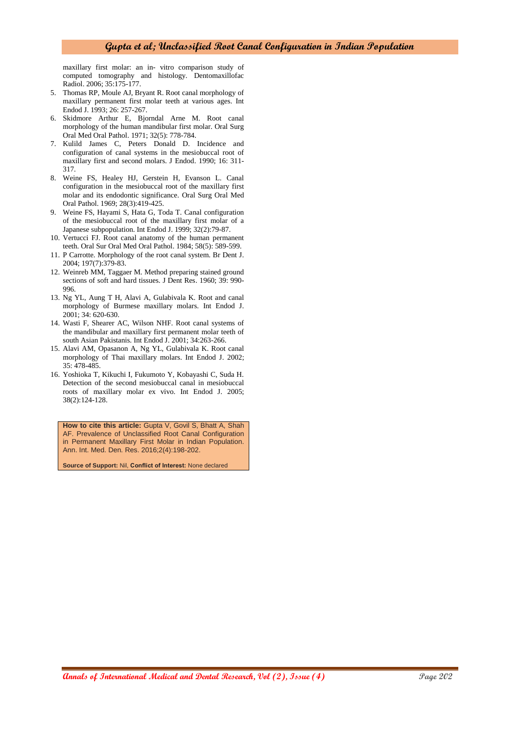maxillary first molar: an in- vitro comparison study of computed tomography and histology. Dentomaxillofac Radiol. 2006; 35:175-177.

5. Thomas RP, Moule AJ, Bryant R. Root canal morphology of maxillary permanent first molar teeth at various ages. Int Endod J. 1993; 26: 257-267.
6. Skidmore Arthur E, Bjorndal Arne M. Root canal morphology of the human mandibular first molar. Oral Surg Oral Med Oral Pathol. 1971; 32(5): 778-784.
7. Kulild James C, Peters Donald D. Incidence and configuration of canal systems in the mesiobuccal root of maxillary first and second molars. J Endod. 1990; 16: 311-317.
8. Weine FS, Healey HJ, Gerstein H, Evanson L. Canal configuration in the mesiobuccal root of the maxillary first molar and its endodontic significance. Oral Surg Oral Med Oral Pathol. 1969; 28(3):419-425.
9. Weine FS, Hayami S, Hata G, Toda T. Canal configuration of the mesiobuccal root of the maxillary first molar of a Japanese subpopulation. Int Endod J. 1999; 32(2):79-87.
10. Vertucci FJ. Root canal anatomy of the human permanent teeth. Oral Sur Oral Med Oral Pathol. 1984; 58(5): 589-599.
11. P Carrotte. Morphology of the root canal system. Br Dent J. 2004; 197(7):379-83.
12. Weinreb MM, Taggaer M. Method preparing stained ground sections of soft and hard tissues. J Dent Res. 1960; 39: 990-996.
13. Ng YL, Aung T H, Alavi A, Gulabivala K. Root and canal morphology of Burmese maxillary molars. Int Endod J. 2001; 34: 620-630.
14. Wasti F, Shearer AC, Wilson NHF. Root canal systems of the mandibular and maxillary first permanent molar teeth of south Asian Pakistanis. Int Endod J. 2001; 34:263-266.
15. Alavi AM, Opasanon A, Ng YL, Gulabivala K. Root canal morphology of Thai maxillary molars. Int Endod J. 2002; 35: 478-485.
16. Yoshioka T, Kikuchi I, Fukumoto Y, Kobayashi C, Suda H. Detection of the second mesiobuccal canal in mesiobuccal roots of maxillary molar ex vivo. Int Endod J. 2005; 38(2):124-128.

**How to cite this article:** Gupta V, Govil S, Bhatt A, Shah AF. Prevalence of Unclassified Root Canal Configuration in Permanent Maxillary First Molar in Indian Population. Ann. Int. Med. Den. Res. 2016;2(4):198-202.

**Source of Support:** Nil, **Conflict of Interest:** None declared